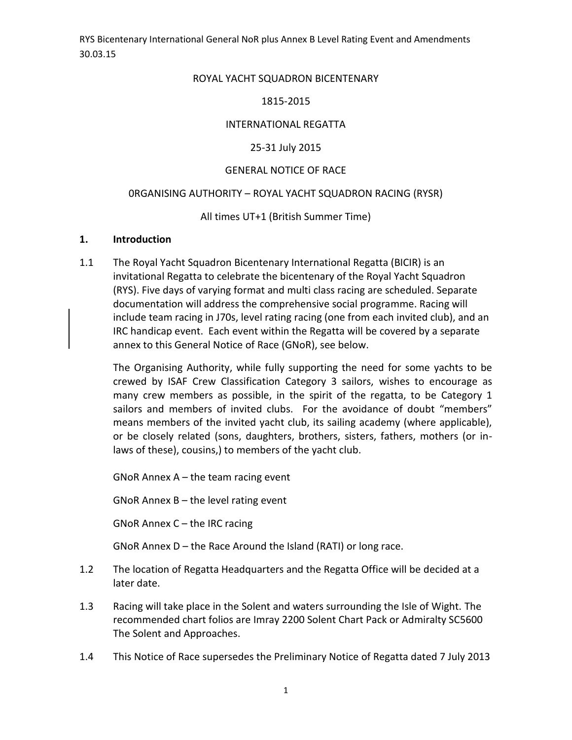ROYAL YACHT SQUADRON BICENTENARY

1815-2015

INTERNATIONAL REGATTA

25-31 July 2015

GENERAL NOTICE OF RACE

0RGANISING AUTHORITY – ROYAL YACHT SQUADRON RACING (RYSR)

All times UT+1 (British Summer Time)

## 1. Introduction

1.1 The Royal Yacht Squadron Bicentenary International Regatta (BICIR) is an invitational Regatta to celebrate the bicentenary of the Royal Yacht Squadron (RYS). Five days of varying format and multi class racing are scheduled. Separate documentation will address the comprehensive social programme. Racing will include team racing in J70s, level rating racing (one from each invited club), and an IRC handicap event. Each event within the Regatta will be covered by a separate annex to this General Notice of Race (GNoR), see below.

The Organising Authority, while fully supporting the need for some yachts to be crewed by ISAF Crew Classification Category 3 sailors, wishes to encourage as many crew members as possible, in the spirit of the regatta, to be Category 1 sailors and members of invited clubs. For the avoidance of doubt "members" means members of the invited yacht club, its sailing academy (where applicable), or be closely related (sons, daughters, brothers, sisters, fathers, mothers (or in-laws of these), cousins,) to members of the yacht club.

GNoR Annex A – the team racing event

GNoR Annex B – the level rating event

GNoR Annex C – the IRC racing

GNoR Annex D – the Race Around the Island (RATI) or long race.

1.2 The location of Regatta Headquarters and the Regatta Office will be decided at a later date.

1.3 Racing will take place in the Solent and waters surrounding the Isle of Wight. The recommended chart folios are Imray 2200 Solent Chart Pack or Admiralty SC5600 The Solent and Approaches.

1.4 This Notice of Race supersedes the Preliminary Notice of Regatta dated 7 July 2013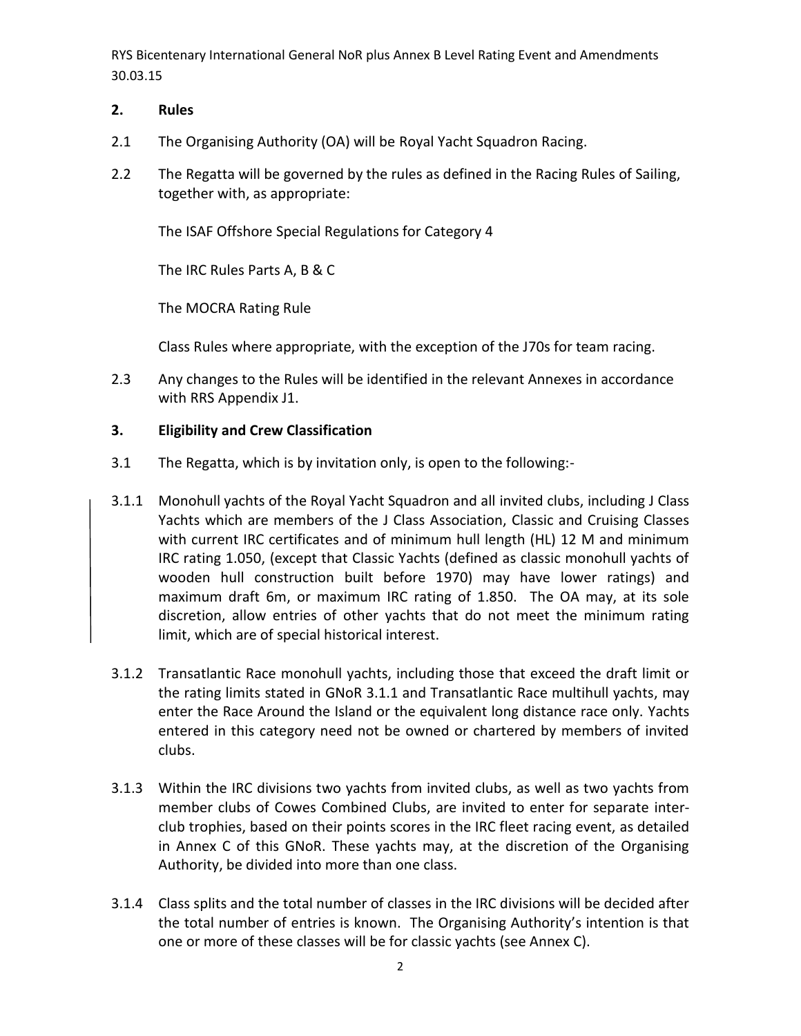## 2. Rules

2.1 The Organising Authority (OA) will be Royal Yacht Squadron Racing.

2.2 The Regatta will be governed by the rules as defined in the Racing Rules of Sailing, together with, as appropriate:

The ISAF Offshore Special Regulations for Category 4

The IRC Rules Parts A, B & C

The MOCRA Rating Rule

Class Rules where appropriate, with the exception of the J70s for team racing.

2.3 Any changes to the Rules will be identified in the relevant Annexes in accordance with RRS Appendix J1.

## 3. Eligibility and Crew Classification

3.1 The Regatta, which is by invitation only, is open to the following:-

3.1.1 Monohull yachts of the Royal Yacht Squadron and all invited clubs, including J Class Yachts which are members of the J Class Association, Classic and Cruising Classes with current IRC certificates and of minimum hull length (HL) 12 M and minimum IRC rating 1.050, (except that Classic Yachts (defined as classic monohull yachts of wooden hull construction built before 1970) may have lower ratings) and maximum draft 6m, or maximum IRC rating of 1.850. The OA may, at its sole discretion, allow entries of other yachts that do not meet the minimum rating limit, which are of special historical interest.

3.1.2 Transatlantic Race monohull yachts, including those that exceed the draft limit or the rating limits stated in GNoR 3.1.1 and Transatlantic Race multihull yachts, may enter the Race Around the Island or the equivalent long distance race only. Yachts entered in this category need not be owned or chartered by members of invited clubs.

3.1.3 Within the IRC divisions two yachts from invited clubs, as well as two yachts from member clubs of Cowes Combined Clubs, are invited to enter for separate inter-club trophies, based on their points scores in the IRC fleet racing event, as detailed in Annex C of this GNoR. These yachts may, at the discretion of the Organising Authority, be divided into more than one class.

3.1.4 Class splits and the total number of classes in the IRC divisions will be decided after the total number of entries is known. The Organising Authority's intention is that one or more of these classes will be for classic yachts (see Annex C).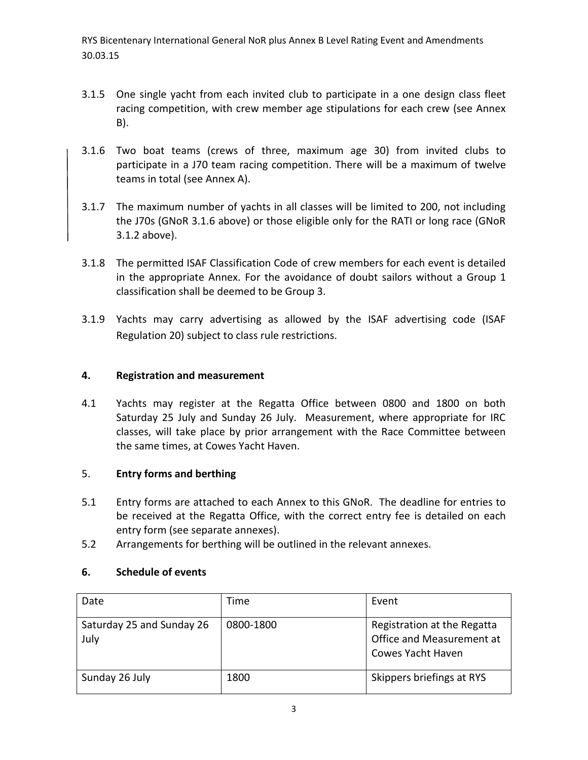3.1.5 One single yacht from each invited club to participate in a one design class fleet racing competition, with crew member age stipulations for each crew (see Annex B).

3.1.6 Two boat teams (crews of three, maximum age 30) from invited clubs to participate in a J70 team racing competition. There will be a maximum of twelve teams in total (see Annex A).

3.1.7 The maximum number of yachts in all classes will be limited to 200, not including the J70s (GNoR 3.1.6 above) or those eligible only for the RATI or long race (GNoR 3.1.2 above).

3.1.8 The permitted ISAF Classification Code of crew members for each event is detailed in the appropriate Annex. For the avoidance of doubt sailors without a Group 1 classification shall be deemed to be Group 3.

3.1.9 Yachts may carry advertising as allowed by the ISAF advertising code (ISAF Regulation 20) subject to class rule restrictions.

## 4. Registration and measurement

4.1 Yachts may register at the Regatta Office between 0800 and 1800 on both Saturday 25 July and Sunday 26 July. Measurement, where appropriate for IRC classes, will take place by prior arrangement with the Race Committee between the same times, at Cowes Yacht Haven.

## 5. Entry forms and berthing

5.1 Entry forms are attached to each Annex to this GNoR. The deadline for entries to be received at the Regatta Office, with the correct entry fee is detailed on each entry form (see separate annexes).

5.2 Arrangements for berthing will be outlined in the relevant annexes.

## 6. Schedule of events

| Date | Time | Event |
| --- | --- | --- |
| Saturday 25 and Sunday 26 July | 0800-1800 | Registration at the Regatta Office and Measurement at Cowes Yacht Haven |
| Sunday 26 July | 1800 | Skippers briefings at RYS |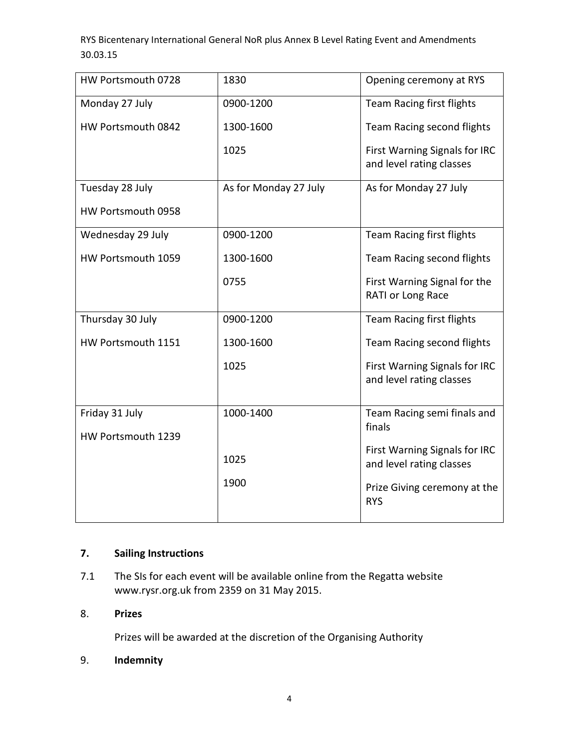| | | |
|---|---|---|
| HW Portsmouth 0728 | 1830 | Opening ceremony at RYS |
| Monday 27 July<br>HW Portsmouth 0842 | 0900-1200<br>1300-1600<br>1025 | Team Racing first flights<br>Team Racing second flights<br>First Warning Signals for IRC and level rating classes |
| Tuesday 28 July<br>HW Portsmouth 0958 | As for Monday 27 July | As for Monday 27 July |
| Wednesday 29 July<br>HW Portsmouth 1059 | 0900-1200<br>1300-1600<br>0755 | Team Racing first flights<br>Team Racing second flights<br>First Warning Signal for the RATI or Long Race |
| Thursday 30 July<br>HW Portsmouth 1151 | 0900-1200<br>1300-1600<br>1025 | Team Racing first flights<br>Team Racing second flights<br>First Warning Signals for IRC and level rating classes |
| Friday 31 July<br>HW Portsmouth 1239 | 1000-1400<br>1025<br>1900 | Team Racing semi finals and finals<br>First Warning Signals for IRC and level rating classes<br>Prize Giving ceremony at the RYS |

## 7. Sailing Instructions

7.1 The SIs for each event will be available online from the Regatta website www.rysr.org.uk from 2359 on 31 May 2015.

## 8. Prizes

Prizes will be awarded at the discretion of the Organising Authority

## 9. Indemnity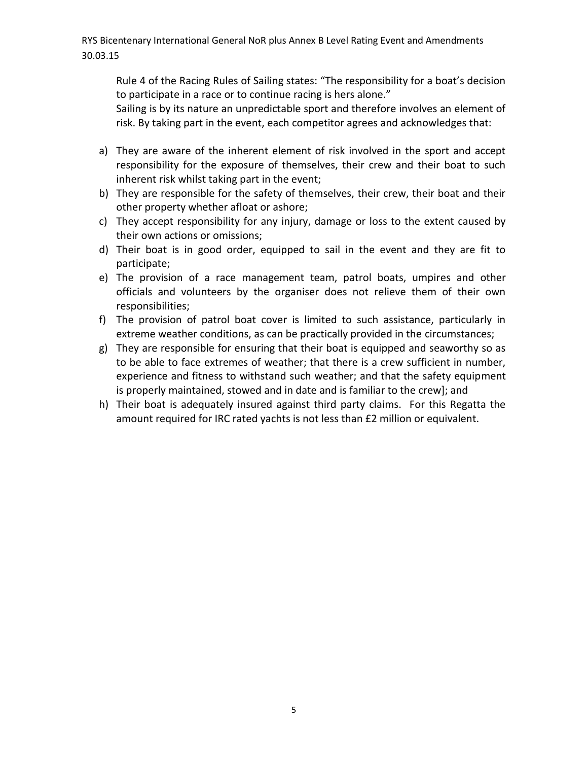Rule 4 of the Racing Rules of Sailing states: “The responsibility for a boat’s decision to participate in a race or to continue racing is hers alone.”

Sailing is by its nature an unpredictable sport and therefore involves an element of risk. By taking part in the event, each competitor agrees and acknowledges that:

a) They are aware of the inherent element of risk involved in the sport and accept responsibility for the exposure of themselves, their crew and their boat to such inherent risk whilst taking part in the event;
b) They are responsible for the safety of themselves, their crew, their boat and their other property whether afloat or ashore;
c) They accept responsibility for any injury, damage or loss to the extent caused by their own actions or omissions;
d) Their boat is in good order, equipped to sail in the event and they are fit to participate;
e) The provision of a race management team, patrol boats, umpires and other officials and volunteers by the organiser does not relieve them of their own responsibilities;
f) The provision of patrol boat cover is limited to such assistance, particularly in extreme weather conditions, as can be practically provided in the circumstances;
g) They are responsible for ensuring that their boat is equipped and seaworthy so as to be able to face extremes of weather; that there is a crew sufficient in number, experience and fitness to withstand such weather; and that the safety equipment is properly maintained, stowed and in date and is familiar to the crew]; and
h) Their boat is adequately insured against third party claims. For this Regatta the amount required for IRC rated yachts is not less than £2 million or equivalent.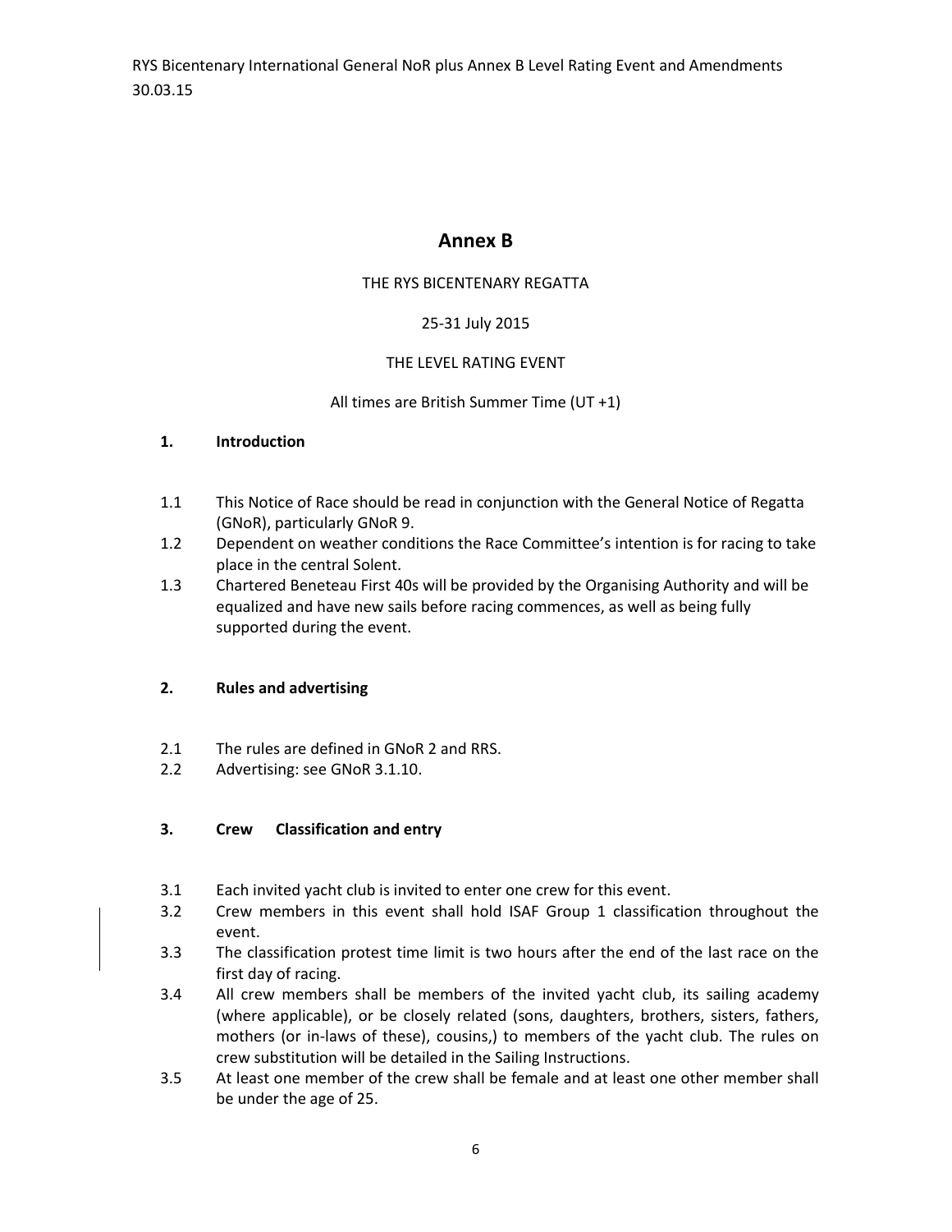# Annex B

THE RYS BICENTENARY REGATTA

25-31 July 2015

THE LEVEL RATING EVENT

All times are British Summer Time (UT +1)

## 1. Introduction

1.1 This Notice of Race should be read in conjunction with the General Notice of Regatta (GNoR), particularly GNoR 9.

1.2 Dependent on weather conditions the Race Committee's intention is for racing to take place in the central Solent.

1.3 Chartered Beneteau First 40s will be provided by the Organising Authority and will be equalized and have new sails before racing commences, as well as being fully supported during the event.

## 2. Rules and advertising

2.1 The rules are defined in GNoR 2 and RRS.

2.2 Advertising: see GNoR 3.1.10.

## 3. Crew Classification and entry

3.1 Each invited yacht club is invited to enter one crew for this event.

3.2 Crew members in this event shall hold ISAF Group 1 classification throughout the event.

3.3 The classification protest time limit is two hours after the end of the last race on the first day of racing.

3.4 All crew members shall be members of the invited yacht club, its sailing academy (where applicable), or be closely related (sons, daughters, brothers, sisters, fathers, mothers (or in-laws of these), cousins,) to members of the yacht club. The rules on crew substitution will be detailed in the Sailing Instructions.

3.5 At least one member of the crew shall be female and at least one other member shall be under the age of 25.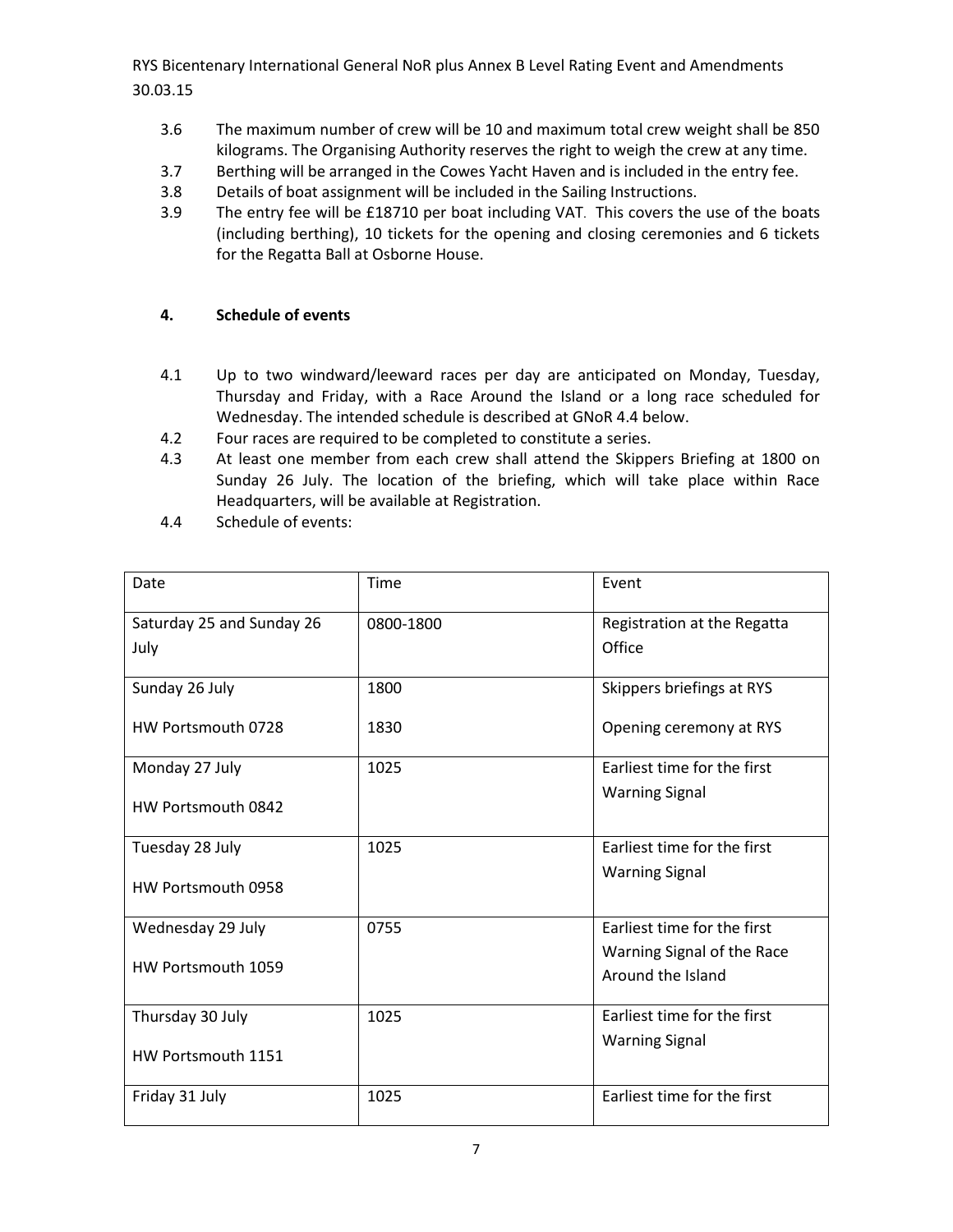3.6 The maximum number of crew will be 10 and maximum total crew weight shall be 850 kilograms. The Organising Authority reserves the right to weigh the crew at any time.

3.7 Berthing will be arranged in the Cowes Yacht Haven and is included in the entry fee.

3.8 Details of boat assignment will be included in the Sailing Instructions.

3.9 The entry fee will be £18710 per boat including VAT. This covers the use of the boats (including berthing), 10 tickets for the opening and closing ceremonies and 6 tickets for the Regatta Ball at Osborne House.

## 4. Schedule of events

4.1 Up to two windward/leeward races per day are anticipated on Monday, Tuesday, Thursday and Friday, with a Race Around the Island or a long race scheduled for Wednesday. The intended schedule is described at GNoR 4.4 below.

4.2 Four races are required to be completed to constitute a series.

4.3 At least one member from each crew shall attend the Skippers Briefing at 1800 on Sunday 26 July. The location of the briefing, which will take place within Race Headquarters, will be available at Registration.

4.4 Schedule of events:

| Date | Time | Event |
|---|---|---|
| Saturday 25 and Sunday 26 July | 0800-1800 | Registration at the Regatta Office |
| Sunday 26 July<br>HW Portsmouth 0728 | 1800<br>1830 | Skippers briefings at RYS<br>Opening ceremony at RYS |
| Monday 27 July<br>HW Portsmouth 0842 | 1025 | Earliest time for the first Warning Signal |
| Tuesday 28 July<br>HW Portsmouth 0958 | 1025 | Earliest time for the first Warning Signal |
| Wednesday 29 July<br>HW Portsmouth 1059 | 0755 | Earliest time for the first Warning Signal of the Race Around the Island |
| Thursday 30 July<br>HW Portsmouth 1151 | 1025 | Earliest time for the first Warning Signal |
| Friday 31 July | 1025 | Earliest time for the first |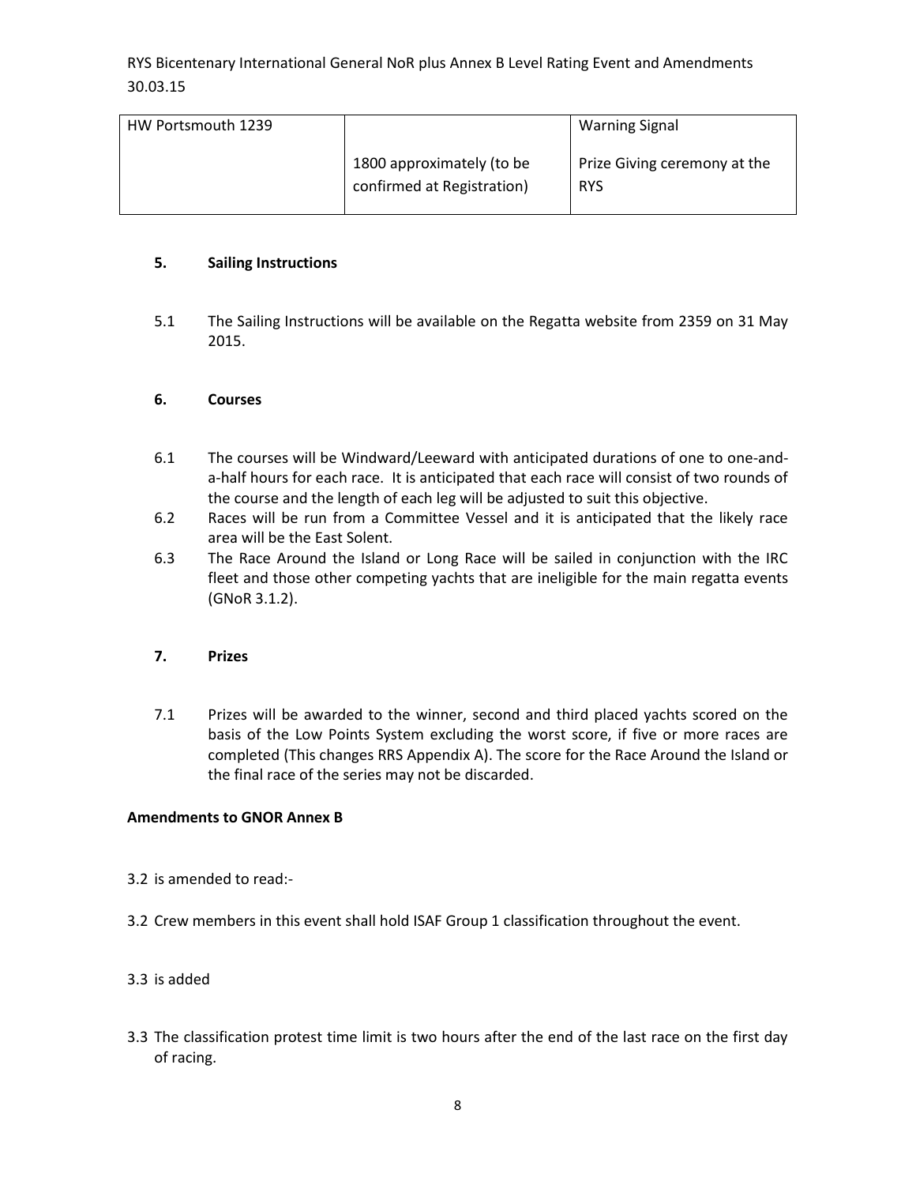| HW Portsmouth 1239 | | Warning Signal |
| --- | --- | --- |
| | 1800 approximately (to be confirmed at Registration) | Prize Giving ceremony at the RYS |

### 5. Sailing Instructions

5.1 The Sailing Instructions will be available on the Regatta website from 2359 on 31 May 2015.

### 6. Courses

6.1 The courses will be Windward/Leeward with anticipated durations of one to one-and-a-half hours for each race. It is anticipated that each race will consist of two rounds of the course and the length of each leg will be adjusted to suit this objective.

6.2 Races will be run from a Committee Vessel and it is anticipated that the likely race area will be the East Solent.

6.3 The Race Around the Island or Long Race will be sailed in conjunction with the IRC fleet and those other competing yachts that are ineligible for the main regatta events (GNoR 3.1.2).

### 7. Prizes

7.1 Prizes will be awarded to the winner, second and third placed yachts scored on the basis of the Low Points System excluding the worst score, if five or more races are completed (This changes RRS Appendix A). The score for the Race Around the Island or the final race of the series may not be discarded.

**Amendments to GNOR Annex B**

3.2 is amended to read:-

3.2 Crew members in this event shall hold ISAF Group 1 classification throughout the event.

3.3 is added

3.3 The classification protest time limit is two hours after the end of the last race on the first day of racing.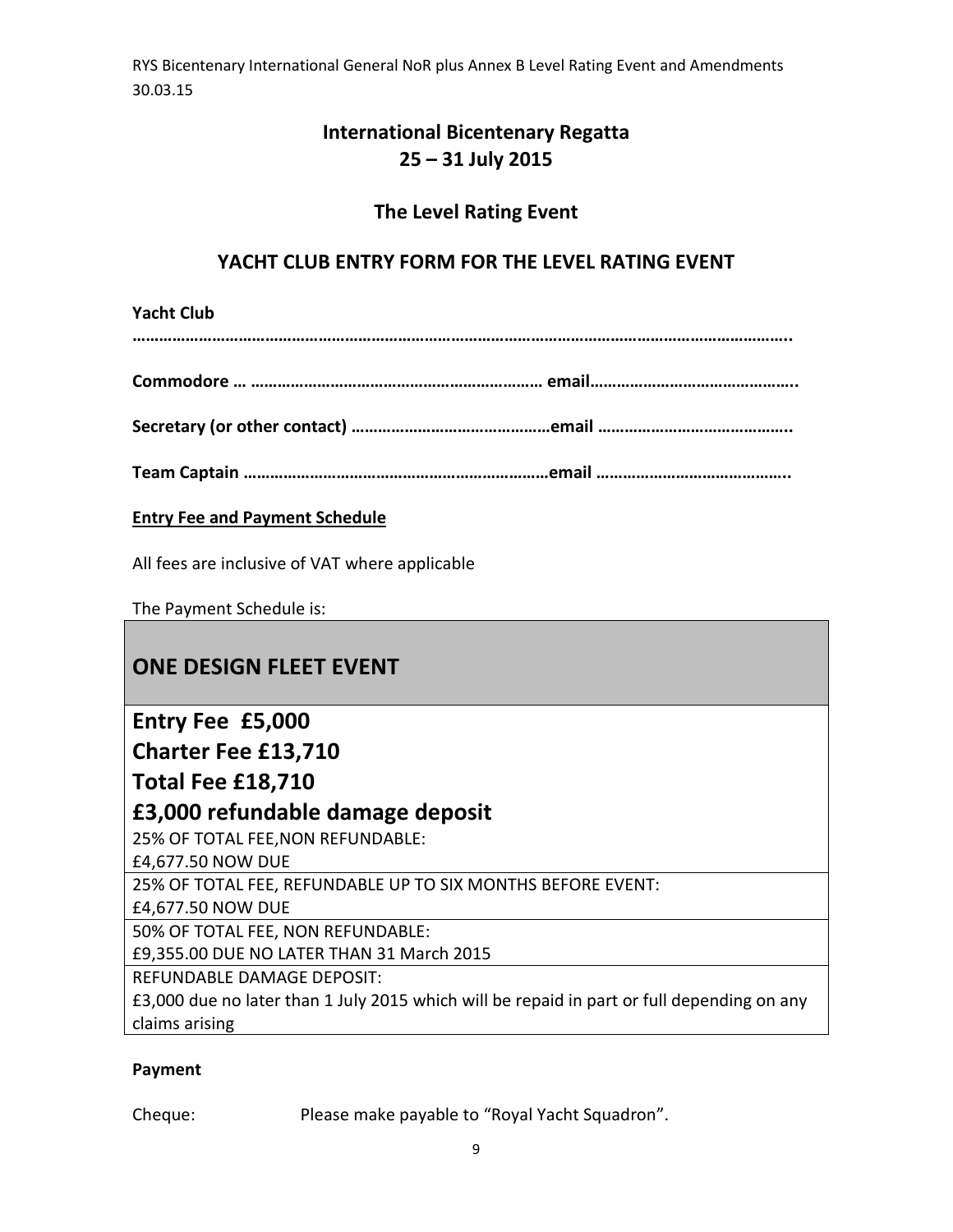# International Bicentenary Regatta
# 25 – 31 July 2015

## The Level Rating Event

## YACHT CLUB ENTRY FORM FOR THE LEVEL RATING EVENT

**Yacht Club**

**……………………………………………………………………………………………………………………………..**

**Commodore … ………………………………………………………… email………………………………………..**

**Secretary (or other contact) ………………………………………email ……………………………………..**

**Team Captain ……………………………………………………………email ……………………………………..**

**Entry Fee and Payment Schedule**

All fees are inclusive of VAT where applicable

The Payment Schedule is:

| ONE DESIGN FLEET EVENT |
|---|
| **Entry Fee £5,000**<br>**Charter Fee £13,710**<br>**Total Fee £18,710**<br>**£3,000 refundable damage deposit**<br>25% OF TOTAL FEE,NON REFUNDABLE:<br>£4,677.50 NOW DUE |
| 25% OF TOTAL FEE, REFUNDABLE UP TO SIX MONTHS BEFORE EVENT:<br>£4,677.50 NOW DUE |
| 50% OF TOTAL FEE, NON REFUNDABLE:<br>£9,355.00 DUE NO LATER THAN 31 March 2015 |
| REFUNDABLE DAMAGE DEPOSIT:<br>£3,000 due no later than 1 July 2015 which will be repaid in part or full depending on any claims arising |

**Payment**

Cheque: Please make payable to "Royal Yacht Squadron".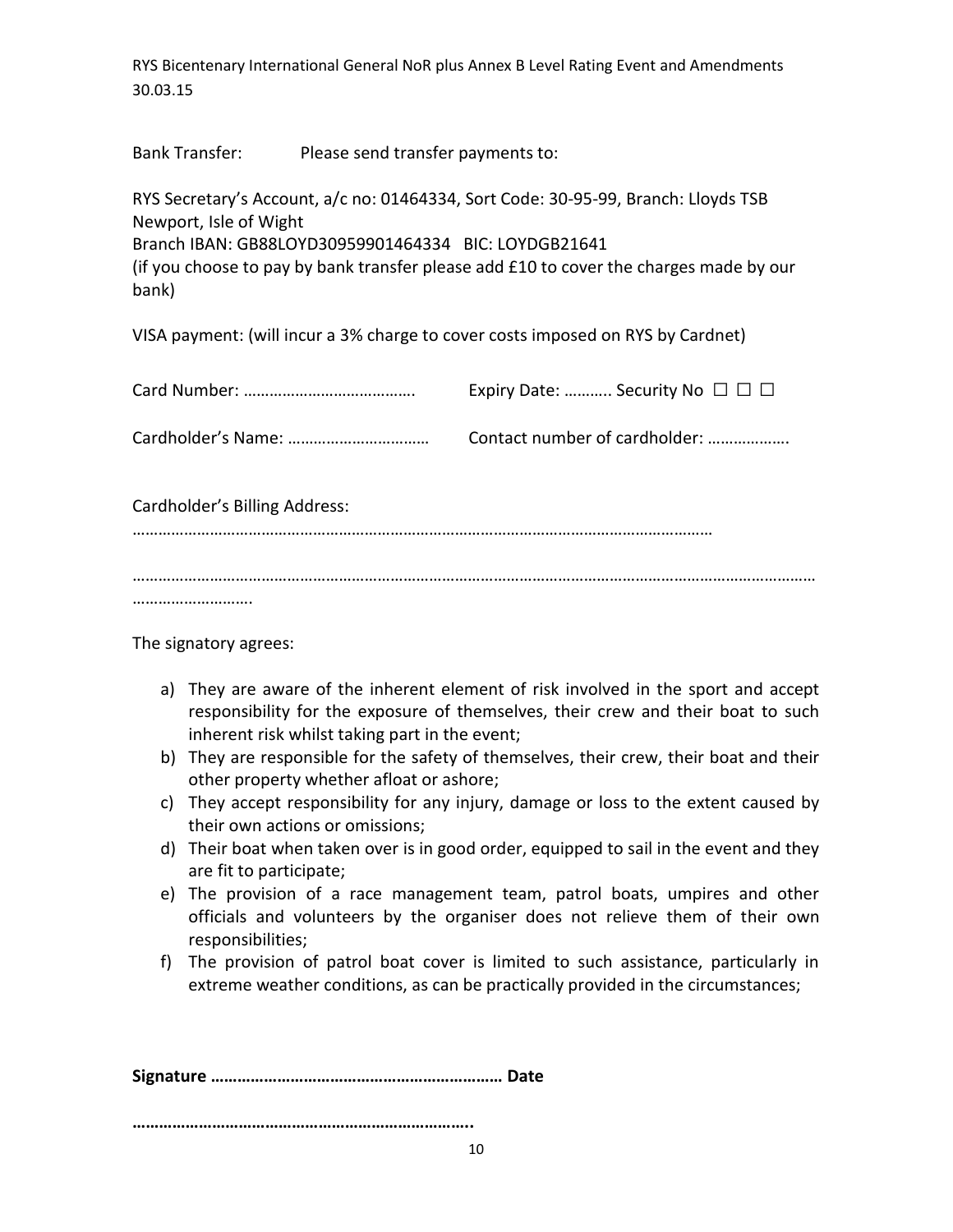Bank Transfer: Please send transfer payments to:

RYS Secretary's Account, a/c no: 01464334, Sort Code: 30-95-99, Branch: Lloyds TSB Newport, Isle of Wight
Branch IBAN: GB88LOYD30959901464334 BIC: LOYDGB21641
(if you choose to pay by bank transfer please add £10 to cover the charges made by our bank)

VISA payment: (will incur a 3% charge to cover costs imposed on RYS by Cardnet)

Card Number: …………………………………. Expiry Date: ……….. Security No ☐ ☐ ☐

Cardholder's Name: …………………………… Contact number of cardholder: ………………

Cardholder's Billing Address:
…………………………………………………………………………………………………………………

……………………………………………………………………………………………………………………………………
……………………….

The signatory agrees:

a) They are aware of the inherent element of risk involved in the sport and accept responsibility for the exposure of themselves, their crew and their boat to such inherent risk whilst taking part in the event;
b) They are responsible for the safety of themselves, their crew, their boat and their other property whether afloat or ashore;
c) They accept responsibility for any injury, damage or loss to the extent caused by their own actions or omissions;
d) Their boat when taken over is in good order, equipped to sail in the event and they are fit to participate;
e) The provision of a race management team, patrol boats, umpires and other officials and volunteers by the organiser does not relieve them of their own responsibilities;
f) The provision of patrol boat cover is limited to such assistance, particularly in extreme weather conditions, as can be practically provided in the circumstances;

**Signature ……………………………………………………… Date**

**………………………………………………………………..**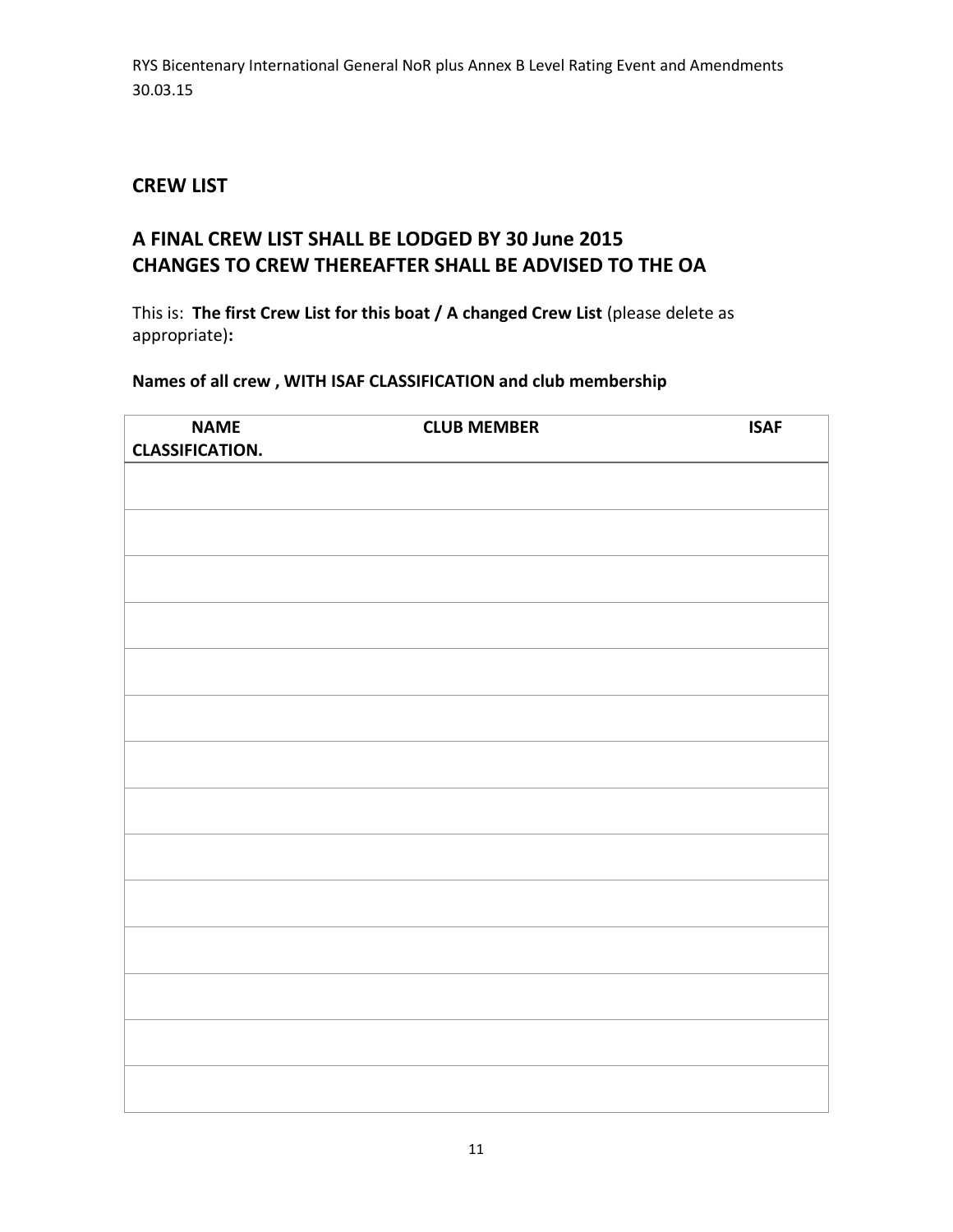## CREW LIST

## A FINAL CREW LIST SHALL BE LODGED BY 30 June 2015 CHANGES TO CREW THEREAFTER SHALL BE ADVISED TO THE OA

This is: **The first Crew List for this boat / A changed Crew List** (please delete as appropriate)**:**

**Names of all crew , WITH ISAF CLASSIFICATION and club membership**

| NAME | CLUB MEMBER | ISAF CLASSIFICATION. |
|---|---|---|
| | | |
| | | |
| | | |
| | | |
| | | |
| | | |
| | | |
| | | |
| | | |
| | | |
| | | |
| | | |
| | | |
| | | |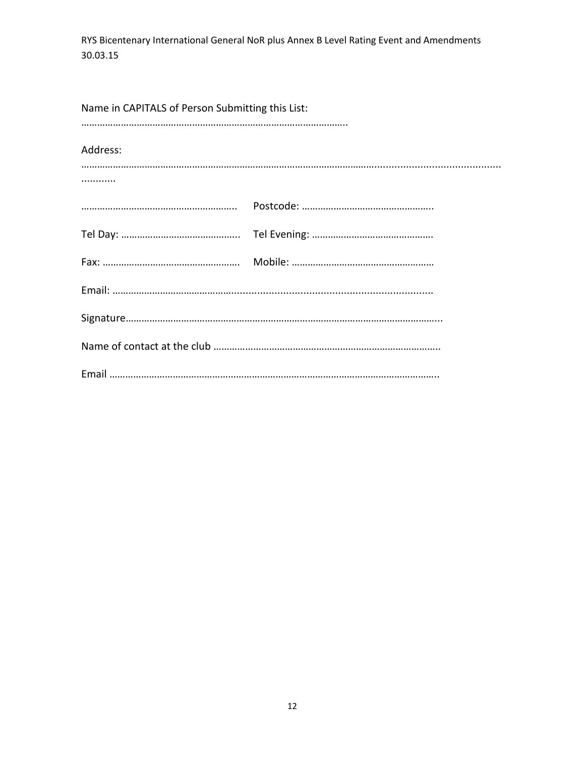Name in CAPITALS of Person Submitting this List:

………………………………………………………………………………………..

Address:

…………………………………………………………………………………………………………..........................................
............

……………………………………………….. Postcode: …………………………………………..

Tel Day: …………………………………….. Tel Evening: ……………………………………….

Fax: ……………………………………………. Mobile: ………………………………………………

Email: ……………………………………….................................................................

Signature………………………………………………………………………………………………………..

Name of contact at the club …………………………………………………………………………..

Email …………………………………………………………………………………………………………..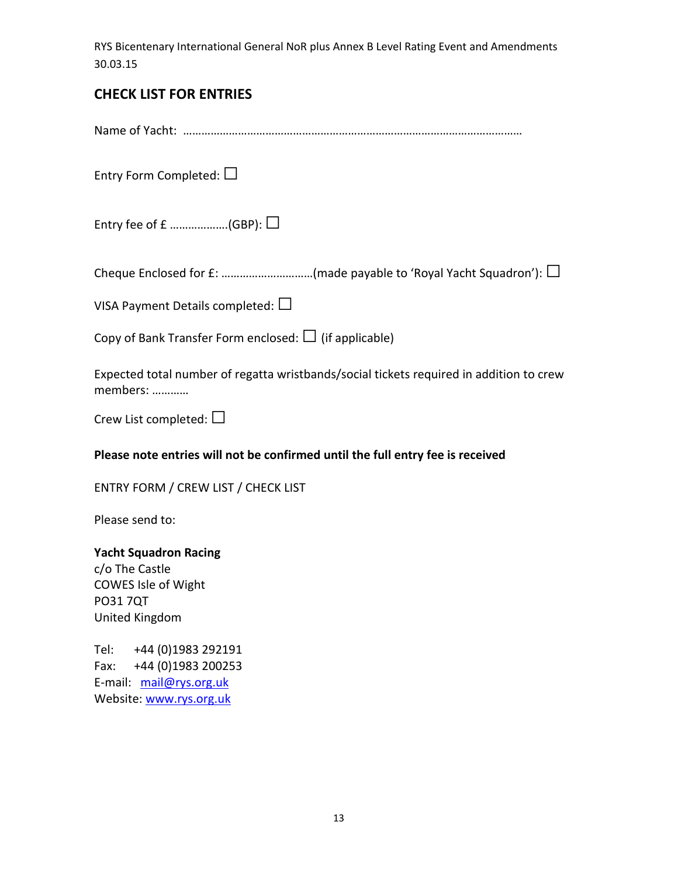## CHECK LIST FOR ENTRIES

Name of Yacht: ……………………………………………………………………………………………………

Entry Form Completed: ☐

Entry fee of £ ………………(GBP): ☐

Cheque Enclosed for £: …………………………(made payable to 'Royal Yacht Squadron'): ☐

VISA Payment Details completed: ☐

Copy of Bank Transfer Form enclosed: ☐ (if applicable)

Expected total number of regatta wristbands/social tickets required in addition to crew members: …………

Crew List completed: ☐

**Please note entries will not be confirmed until the full entry fee is received**

ENTRY FORM / CREW LIST / CHECK LIST

Please send to:

**Yacht Squadron Racing**
c/o The Castle
COWES Isle of Wight
PO31 7QT
United Kingdom

Tel: +44 (0)1983 292191
Fax: +44 (0)1983 200253
E-mail: mail@rys.org.uk
Website: www.rys.org.uk